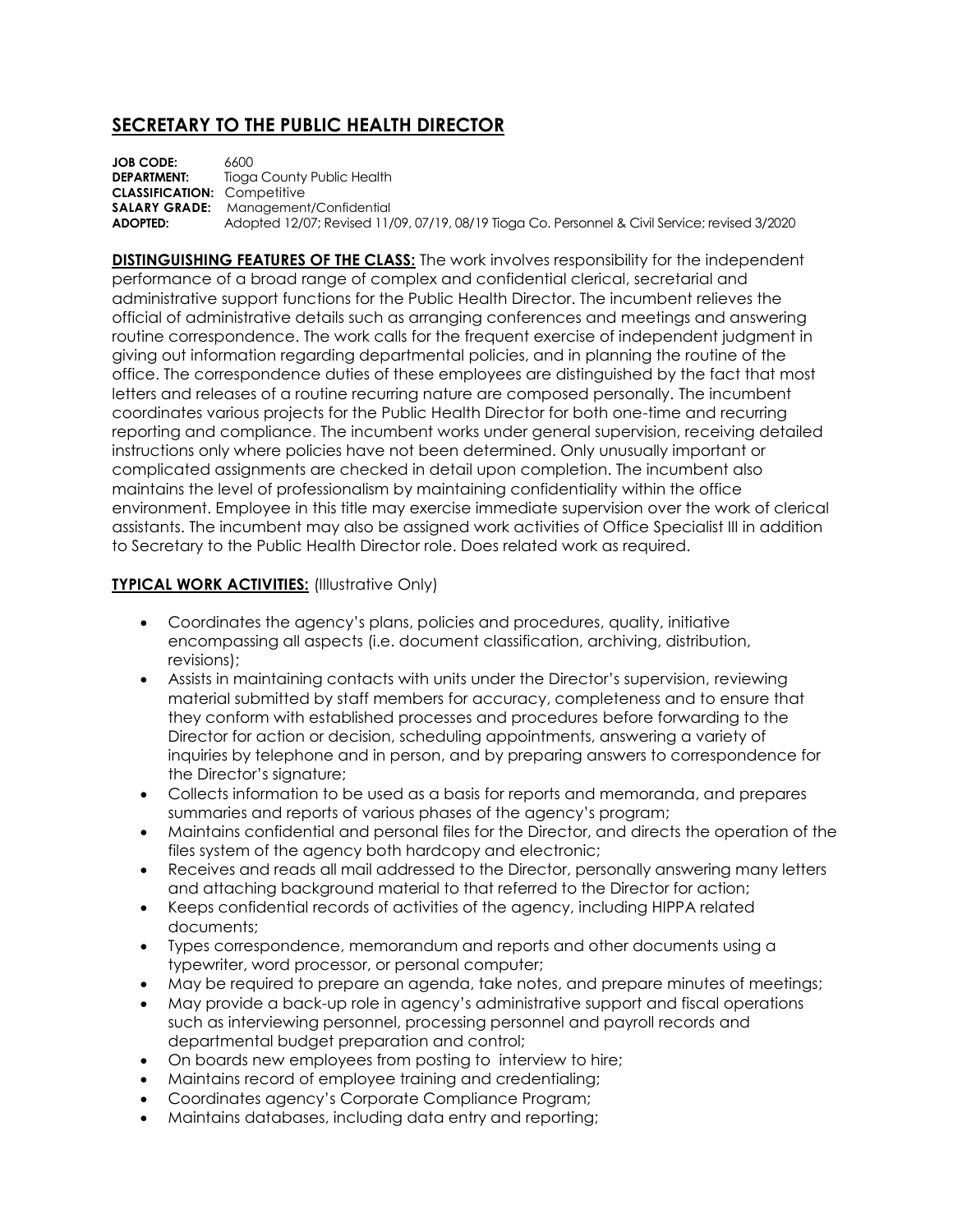# SECRETARY TO THE PUBLIC HEALTH DIRECTOR

**JOB CODE:** 6600
**DEPARTMENT:** Tioga County Public Health
**CLASSIFICATION:** Competitive
**SALARY GRADE:** Management/Confidential
**ADOPTED:** Adopted 12/07; Revised 11/09, 07/19, 08/19 Tioga Co. Personnel & Civil Service; revised 3/2020

**DISTINGUISHING FEATURES OF THE CLASS:** The work involves responsibility for the independent performance of a broad range of complex and confidential clerical, secretarial and administrative support functions for the Public Health Director. The incumbent relieves the official of administrative details such as arranging conferences and meetings and answering routine correspondence. The work calls for the frequent exercise of independent judgment in giving out information regarding departmental policies, and in planning the routine of the office. The correspondence duties of these employees are distinguished by the fact that most letters and releases of a routine recurring nature are composed personally. The incumbent coordinates various projects for the Public Health Director for both one-time and recurring reporting and compliance. The incumbent works under general supervision, receiving detailed instructions only where policies have not been determined. Only unusually important or complicated assignments are checked in detail upon completion. The incumbent also maintains the level of professionalism by maintaining confidentiality within the office environment. Employee in this title may exercise immediate supervision over the work of clerical assistants. The incumbent may also be assigned work activities of Office Specialist III in addition to Secretary to the Public Health Director role. Does related work as required.

**TYPICAL WORK ACTIVITIES:** (Illustrative Only)

- Coordinates the agency's plans, policies and procedures, quality, initiative encompassing all aspects (i.e. document classification, archiving, distribution, revisions);
- Assists in maintaining contacts with units under the Director's supervision, reviewing material submitted by staff members for accuracy, completeness and to ensure that they conform with established processes and procedures before forwarding to the Director for action or decision, scheduling appointments, answering a variety of inquiries by telephone and in person, and by preparing answers to correspondence for the Director's signature;
- Collects information to be used as a basis for reports and memoranda, and prepares summaries and reports of various phases of the agency's program;
- Maintains confidential and personal files for the Director, and directs the operation of the files system of the agency both hardcopy and electronic;
- Receives and reads all mail addressed to the Director, personally answering many letters and attaching background material to that referred to the Director for action;
- Keeps confidential records of activities of the agency, including HIPPA related documents;
- Types correspondence, memorandum and reports and other documents using a typewriter, word processor, or personal computer;
- May be required to prepare an agenda, take notes, and prepare minutes of meetings;
- May provide a back-up role in agency's administrative support and fiscal operations such as interviewing personnel, processing personnel and payroll records and departmental budget preparation and control;
- On boards new employees from posting to interview to hire;
- Maintains record of employee training and credentialing;
- Coordinates agency's Corporate Compliance Program;
- Maintains databases, including data entry and reporting;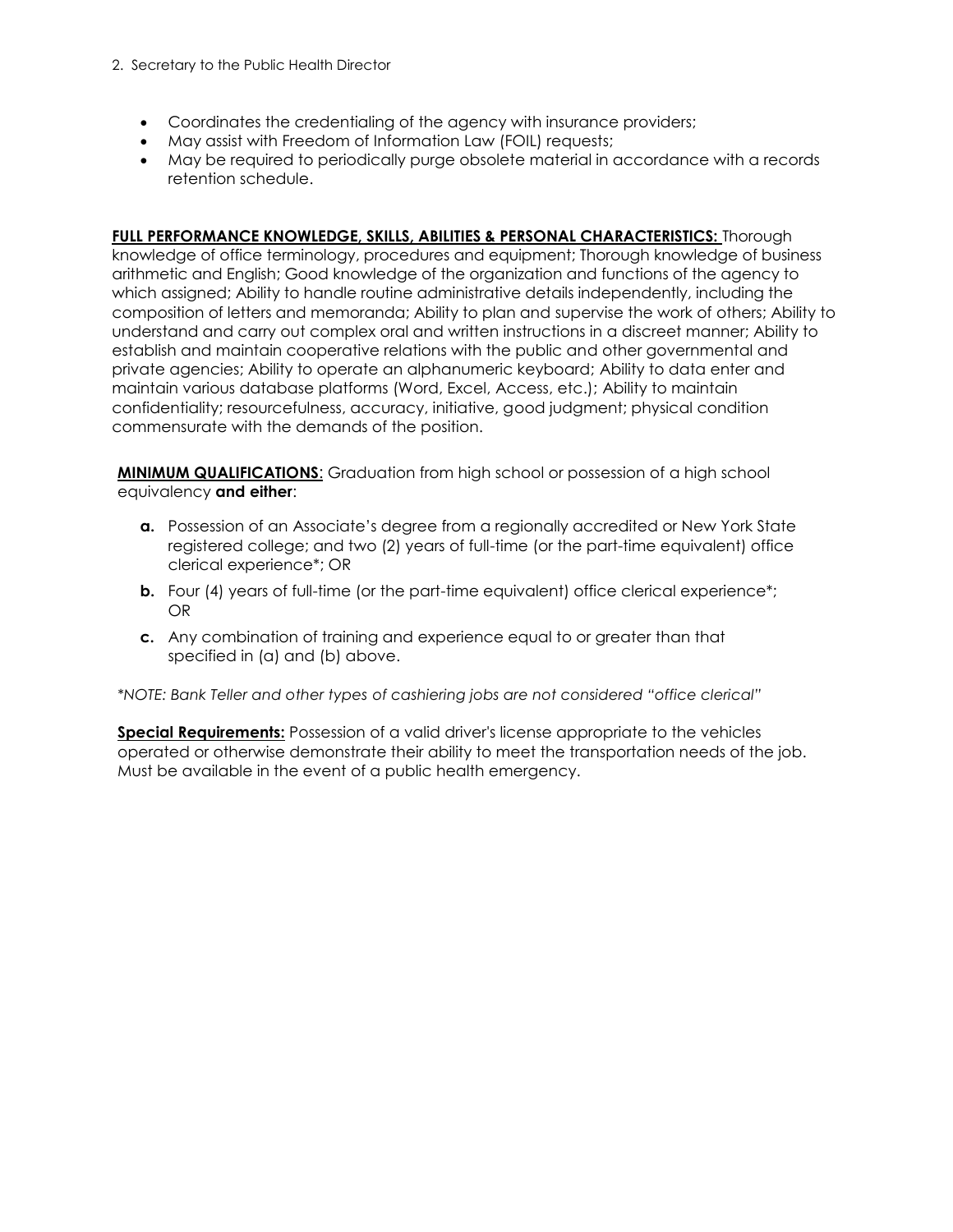- Coordinates the credentialing of the agency with insurance providers;
- May assist with Freedom of Information Law (FOIL) requests;
- May be required to periodically purge obsolete material in accordance with a records retention schedule.

**FULL PERFORMANCE KNOWLEDGE, SKILLS, ABILITIES & PERSONAL CHARACTERISTICS:** Thorough knowledge of office terminology, procedures and equipment; Thorough knowledge of business arithmetic and English; Good knowledge of the organization and functions of the agency to which assigned; Ability to handle routine administrative details independently, including the composition of letters and memoranda; Ability to plan and supervise the work of others; Ability to understand and carry out complex oral and written instructions in a discreet manner; Ability to establish and maintain cooperative relations with the public and other governmental and private agencies; Ability to operate an alphanumeric keyboard; Ability to data enter and maintain various database platforms (Word, Excel, Access, etc.); Ability to maintain confidentiality; resourcefulness, accuracy, initiative, good judgment; physical condition commensurate with the demands of the position.

**MINIMUM QUALIFICATIONS**: Graduation from high school or possession of a high school equivalency **and either**:

**a.** Possession of an Associate's degree from a regionally accredited or New York State registered college; and two (2) years of full-time (or the part-time equivalent) office clerical experience*; OR

**b.** Four (4) years of full-time (or the part-time equivalent) office clerical experience*; OR

**c.** Any combination of training and experience equal to or greater than that specified in (a) and (b) above.

*\*NOTE: Bank Teller and other types of cashiering jobs are not considered "office clerical"*

**Special Requirements:** Possession of a valid driver's license appropriate to the vehicles operated or otherwise demonstrate their ability to meet the transportation needs of the job. Must be available in the event of a public health emergency.